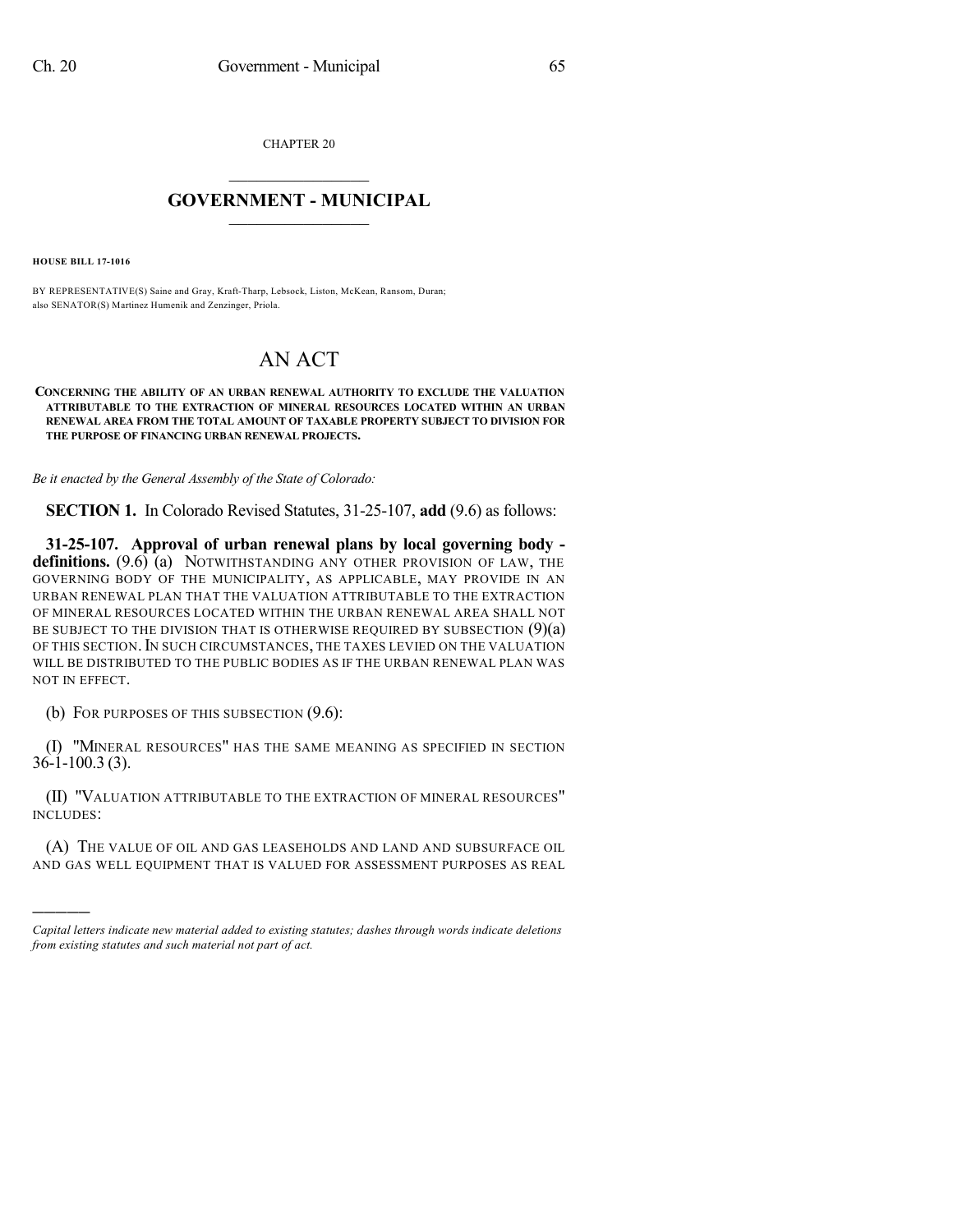CHAPTER 20

# GOVERNMENT - MUNICIPAL

**HOUSE BILL 17-1016**

BY REPRESENTATIVE(S) Saine and Gray, Kraft-Tharp, Lebsock, Liston, McKean, Ransom, Duran; also SENATOR(S) Martinez Humenik and Zenzinger, Priola.

# AN ACT

**CONCERNING THE ABILITY OF AN URBAN RENEWAL AUTHORITY TO EXCLUDE THE VALUATION ATTRIBUTABLE TO THE EXTRACTION OF MINERAL RESOURCES LOCATED WITHIN AN URBAN RENEWAL AREA FROM THE TOTAL AMOUNT OF TAXABLE PROPERTY SUBJECT TO DIVISION FOR THE PURPOSE OF FINANCING URBAN RENEWAL PROJECTS.**

*Be it enacted by the General Assembly of the State of Colorado:*

**SECTION 1.** In Colorado Revised Statutes, 31-25-107, **add** (9.6) as follows:

**31-25-107. Approval of urban renewal plans by local governing body - definitions.** (9.6) (a) NOTWITHSTANDING ANY OTHER PROVISION OF LAW, THE GOVERNING BODY OF THE MUNICIPALITY, AS APPLICABLE, MAY PROVIDE IN AN URBAN RENEWAL PLAN THAT THE VALUATION ATTRIBUTABLE TO THE EXTRACTION OF MINERAL RESOURCES LOCATED WITHIN THE URBAN RENEWAL AREA SHALL NOT BE SUBJECT TO THE DIVISION THAT IS OTHERWISE REQUIRED BY SUBSECTION (9)(a) OF THIS SECTION. IN SUCH CIRCUMSTANCES, THE TAXES LEVIED ON THE VALUATION WILL BE DISTRIBUTED TO THE PUBLIC BODIES AS IF THE URBAN RENEWAL PLAN WAS NOT IN EFFECT.

(b) FOR PURPOSES OF THIS SUBSECTION (9.6):

(I) "MINERAL RESOURCES" HAS THE SAME MEANING AS SPECIFIED IN SECTION 36-1-100.3 (3).

(II) "VALUATION ATTRIBUTABLE TO THE EXTRACTION OF MINERAL RESOURCES" INCLUDES:

(A) THE VALUE OF OIL AND GAS LEASEHOLDS AND LAND AND SUBSURFACE OIL AND GAS WELL EQUIPMENT THAT IS VALUED FOR ASSESSMENT PURPOSES AS REAL

---

*Capital letters indicate new material added to existing statutes; dashes through words indicate deletions from existing statutes and such material not part of act.*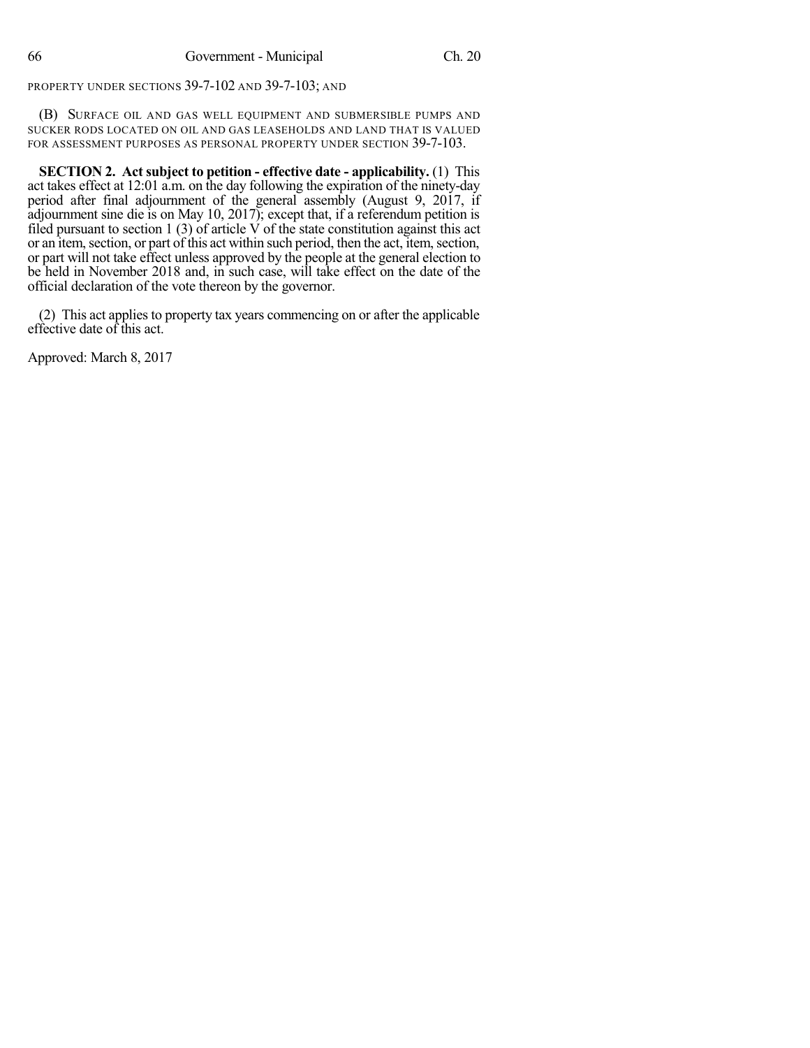PROPERTY UNDER SECTIONS 39-7-102 AND 39-7-103; AND

(B) SURFACE OIL AND GAS WELL EQUIPMENT AND SUBMERSIBLE PUMPS AND SUCKER RODS LOCATED ON OIL AND GAS LEASEHOLDS AND LAND THAT IS VALUED FOR ASSESSMENT PURPOSES AS PERSONAL PROPERTY UNDER SECTION 39-7-103.

**SECTION 2. Act subject to petition - effective date - applicability.** (1) This act takes effect at 12:01 a.m. on the day following the expiration of the ninety-day period after final adjournment of the general assembly (August 9, 2017, if adjournment sine die is on May 10, 2017); except that, if a referendum petition is filed pursuant to section 1 (3) of article V of the state constitution against this act or an item, section, or part of this act within such period, then the act, item, section, or part will not take effect unless approved by the people at the general election to be held in November 2018 and, in such case, will take effect on the date of the official declaration of the vote thereon by the governor.

(2) This act applies to property tax years commencing on or after the applicable effective date of this act.

Approved: March 8, 2017